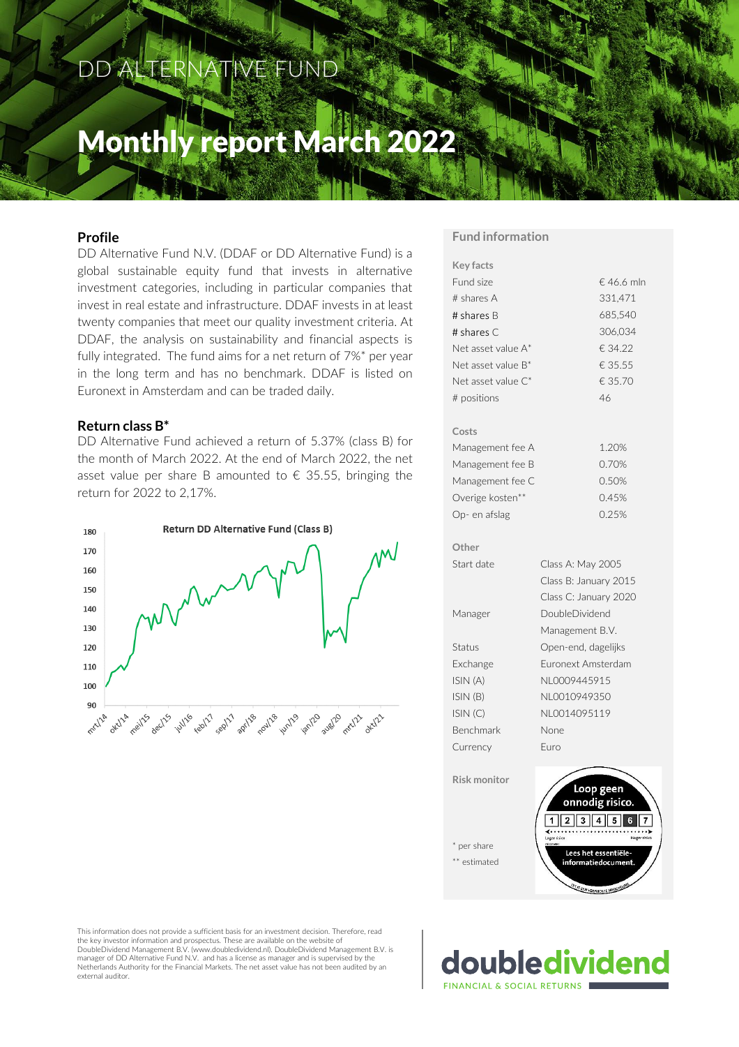DD ALTERNATIVE FUND

# Monthly report March 2022

## Profile

DD Alternative Fund N.V. (DDAF or DD Alternative Fund) is a global sustainable equity fund that invests in alternative investment categories, including in particular companies that invest in real estate and infrastructure. DDAF invests in at least twenty companies that meet our quality investment criteria. At DDAF, the analysis on sustainability and financial aspects is fully integrated. The fund aims for a net return of 7%* per year in the long term and has no benchmark. DDAF is listed on Euronext in Amsterdam and can be traded daily.

## Return class B*

DD Alternative Fund achieved a return of 5.37% (class B) for the month of March 2022. At the end of March 2022, the net asset value per share B amounted to € 35.55, bringing the return for 2022 to 2,17%.

**Return DD Alternative Fund (Class B)**

## Fund information

**Key facts**

| | |
|---|---|
| Fund size | € 46.6 mln |
| # shares A | 331,471 |
| # shares B | 685,540 |
| # shares C | 306,034 |
| Net asset value A* | € 34.22 |
| Net asset value B* | € 35.55 |
| Net asset value C* | € 35.70 |
| # positions | 46 |

**Costs**

| | |
|---|---|
| Management fee A | 1.20% |
| Management fee B | 0.70% |
| Management fee C | 0.50% |
| Overige kosten** | 0.45% |
| Op- en afslag | 0.25% |

**Other**

| | |
|---|---|
| Start date | Class A: May 2005<br>Class B: January 2015<br>Class C: January 2020 |
| Manager | DoubleDividend Management B.V. |
| Status | Open-end, dagelijks |
| Exchange | Euronext Amsterdam |
| ISIN (A) | NL0009445915 |
| ISIN (B) | NL0010949350 |
| ISIN (C) | NL0014095119 |
| Benchmark | None |
| Currency | Euro |

**Risk monitor**

Loop geen onnodig risico. 1 2 3 4 5 6 7 Lees het essentiële-informatiedocument.

\* per share

\*\* estimated

This information does not provide a sufficient basis for an investment decision. Therefore, read the key investor information and prospectus. These are available on the website of DoubleDividend Management B.V. (www.doubledividend.nl). DoubleDividend Management B.V. is manager of DD Alternative Fund N.V. and has a license as manager and is supervised by the Netherlands Authority for the Financial Markets. The net asset value has not been audited by an external auditor.

doubledividend FINANCIAL & SOCIAL RETURNS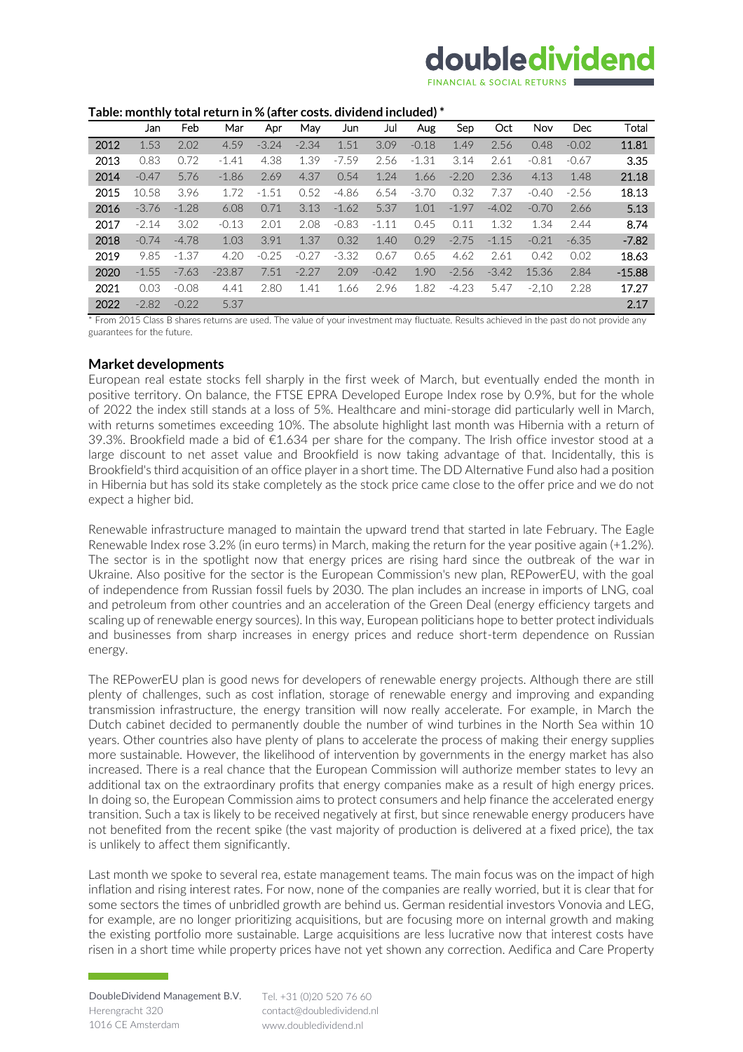**Table: monthly total return in % (after costs. dividend included) ***

| | Jan | Feb | Mar | Apr | May | Jun | Jul | Aug | Sep | Oct | Nov | Dec | Total |
|---|---|---|---|---|---|---|---|---|---|---|---|---|---|
| 2012 | 1.53 | 2.02 | 4.59 | -3.24 | -2.34 | 1.51 | 3.09 | -0.18 | 1.49 | 2.56 | 0.48 | -0.02 | **11.81** |
| 2013 | 0.83 | 0.72 | -1.41 | 4.38 | 1.39 | -7.59 | 2.56 | -1.31 | 3.14 | 2.61 | -0.81 | -0.67 | **3.35** |
| 2014 | -0.47 | 5.76 | -1.86 | 2.69 | 4.37 | 0.54 | 1.24 | 1.66 | -2.20 | 2.36 | 4.13 | 1.48 | **21.18** |
| 2015 | 10.58 | 3.96 | 1.72 | -1.51 | 0.52 | -4.86 | 6.54 | -3.70 | 0.32 | 7.37 | -0.40 | -2.56 | **18.13** |
| 2016 | -3.76 | -1.28 | 6.08 | 0.71 | 3.13 | -1.62 | 5.37 | 1.01 | -1.97 | -4.02 | -0.70 | 2.66 | **5.13** |
| 2017 | -2.14 | 3.02 | -0.13 | 2.01 | 2.08 | -0.83 | -1.11 | 0.45 | 0.11 | 1.32 | 1.34 | 2.44 | **8.74** |
| 2018 | -0.74 | -4.78 | 1.03 | 3.91 | 1.37 | 0.32 | 1.40 | 0.29 | -2.75 | -1.15 | -0.21 | -6.35 | **-7.82** |
| 2019 | 9.85 | -1.37 | 4.20 | -0.25 | -0.27 | -3.32 | 0.67 | 0.65 | 4.62 | 2.61 | 0.42 | 0.02 | **18.63** |
| 2020 | -1.55 | -7.63 | -23.87 | 7.51 | -2.27 | 2.09 | -0.42 | 1.90 | -2.56 | -3.42 | 15.36 | 2.84 | **-15.88** |
| 2021 | 0.03 | -0.08 | 4.41 | 2.80 | 1.41 | 1.66 | 2.96 | 1.82 | -4.23 | 5.47 | -2.10 | 2.28 | **17.27** |
| 2022 | -2.82 | -0.22 | 5.37 | | | | | | | | | | **2.17** |

* From 2015 Class B shares returns are used. The value of your investment may fluctuate. Results achieved in the past do not provide any guarantees for the future.

## Market developments

European real estate stocks fell sharply in the first week of March, but eventually ended the month in positive territory. On balance, the FTSE EPRA Developed Europe Index rose by 0.9%, but for the whole of 2022 the index still stands at a loss of 5%. Healthcare and mini-storage did particularly well in March, with returns sometimes exceeding 10%. The absolute highlight last month was Hibernia with a return of 39.3%. Brookfield made a bid of €1.634 per share for the company. The Irish office investor stood at a large discount to net asset value and Brookfield is now taking advantage of that. Incidentally, this is Brookfield's third acquisition of an office player in a short time. The DD Alternative Fund also had a position in Hibernia but has sold its stake completely as the stock price came close to the offer price and we do not expect a higher bid.

Renewable infrastructure managed to maintain the upward trend that started in late February. The Eagle Renewable Index rose 3.2% (in euro terms) in March, making the return for the year positive again (+1.2%). The sector is in the spotlight now that energy prices are rising hard since the outbreak of the war in Ukraine. Also positive for the sector is the European Commission's new plan, REPowerEU, with the goal of independence from Russian fossil fuels by 2030. The plan includes an increase in imports of LNG, coal and petroleum from other countries and an acceleration of the Green Deal (energy efficiency targets and scaling up of renewable energy sources). In this way, European politicians hope to better protect individuals and businesses from sharp increases in energy prices and reduce short-term dependence on Russian energy.

The REPowerEU plan is good news for developers of renewable energy projects. Although there are still plenty of challenges, such as cost inflation, storage of renewable energy and improving and expanding transmission infrastructure, the energy transition will now really accelerate. For example, in March the Dutch cabinet decided to permanently double the number of wind turbines in the North Sea within 10 years. Other countries also have plenty of plans to accelerate the process of making their energy supplies more sustainable. However, the likelihood of intervention by governments in the energy market has also increased. There is a real chance that the European Commission will authorize member states to levy an additional tax on the extraordinary profits that energy companies make as a result of high energy prices. In doing so, the European Commission aims to protect consumers and help finance the accelerated energy transition. Such a tax is likely to be received negatively at first, but since renewable energy producers have not benefited from the recent spike (the vast majority of production is delivered at a fixed price), the tax is unlikely to affect them significantly.

Last month we spoke to several rea, estate management teams. The main focus was on the impact of high inflation and rising interest rates. For now, none of the companies are really worried, but it is clear that for some sectors the times of unbridled growth are behind us. German residential investors Vonovia and LEG, for example, are no longer prioritizing acquisitions, but are focusing more on internal growth and making the existing portfolio more sustainable. Large acquisitions are less lucrative now that interest costs have risen in a short time while property prices have not yet shown any correction. Aedifica and Care Property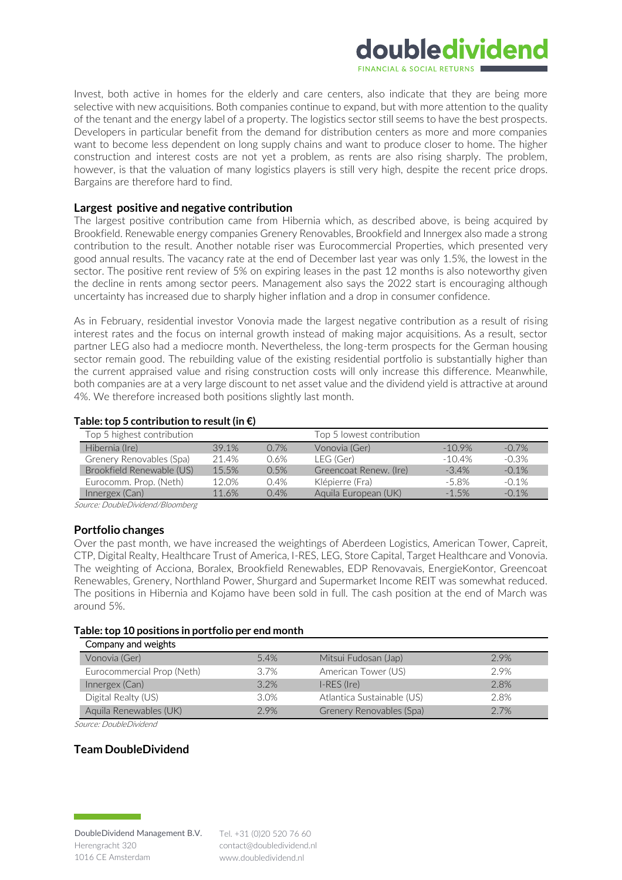Invest, both active in homes for the elderly and care centers, also indicate that they are being more selective with new acquisitions. Both companies continue to expand, but with more attention to the quality of the tenant and the energy label of a property. The logistics sector still seems to have the best prospects. Developers in particular benefit from the demand for distribution centers as more and more companies want to become less dependent on long supply chains and want to produce closer to home. The higher construction and interest costs are not yet a problem, as rents are also rising sharply. The problem, however, is that the valuation of many logistics players is still very high, despite the recent price drops. Bargains are therefore hard to find.

### Largest positive and negative contribution

The largest positive contribution came from Hibernia which, as described above, is being acquired by Brookfield. Renewable energy companies Grenery Renovables, Brookfield and Innergex also made a strong contribution to the result. Another notable riser was Eurocommercial Properties, which presented very good annual results. The vacancy rate at the end of December last year was only 1.5%, the lowest in the sector. The positive rent review of 5% on expiring leases in the past 12 months is also noteworthy given the decline in rents among sector peers. Management also says the 2022 start is encouraging although uncertainty has increased due to sharply higher inflation and a drop in consumer confidence.

As in February, residential investor Vonovia made the largest negative contribution as a result of rising interest rates and the focus on internal growth instead of making major acquisitions. As a result, sector partner LEG also had a mediocre month. Nevertheless, the long-term prospects for the German housing sector remain good. The rebuilding value of the existing residential portfolio is substantially higher than the current appraised value and rising construction costs will only increase this difference. Meanwhile, both companies are at a very large discount to net asset value and the dividend yield is attractive at around 4%. We therefore increased both positions slightly last month.

**Table: top 5 contribution to result (in €)**

| Top 5 highest contribution | | | Top 5 lowest contribution | | |
|---|---|---|---|---|---|
| Hibernia (Ire) | 39.1% | 0.7% | Vonovia (Ger) | -10.9% | -0.7% |
| Grenery Renovables (Spa) | 21.4% | 0.6% | LEG (Ger) | -10.4% | -0.3% |
| Brookfield Renewable (US) | 15.5% | 0.5% | Greencoat Renew. (Ire) | -3.4% | -0.1% |
| Eurocomm. Prop. (Neth) | 12.0% | 0.4% | Klépierre (Fra) | -5.8% | -0.1% |
| Innergex (Can) | 11.6% | 0.4% | Aquila European (UK) | -1.5% | -0.1% |

*Source: DoubleDividend/Bloomberg*

### Portfolio changes

Over the past month, we have increased the weightings of Aberdeen Logistics, American Tower, Capreit, CTP, Digital Realty, Healthcare Trust of America, I-RES, LEG, Store Capital, Target Healthcare and Vonovia. The weighting of Acciona, Boralex, Brookfield Renewables, EDP Renovavais, EnergieKontor, Greencoat Renewables, Grenery, Northland Power, Shurgard and Supermarket Income REIT was somewhat reduced. The positions in Hibernia and Kojamo have been sold in full. The cash position at the end of March was around 5%.

**Table: top 10 positions in portfolio per end month**

| Company and weights | | | |
|---|---|---|---|
| Vonovia (Ger) | 5.4% | Mitsui Fudosan (Jap) | 2.9% |
| Eurocommercial Prop (Neth) | 3.7% | American Tower (US) | 2.9% |
| Innergex (Can) | 3.2% | I-RES (Ire) | 2.8% |
| Digital Realty (US) | 3.0% | Atlantica Sustainable (US) | 2.8% |
| Aquila Renewables (UK) | 2.9% | Grenery Renovables (Spa) | 2.7% |

*Source: DoubleDividend*

### Team DoubleDividend

DoubleDividend Management B.V.
Herengracht 320
1016 CE Amsterdam

Tel. +31 (0)20 520 76 60
contact@doubledividend.nl
www.doubledividend.nl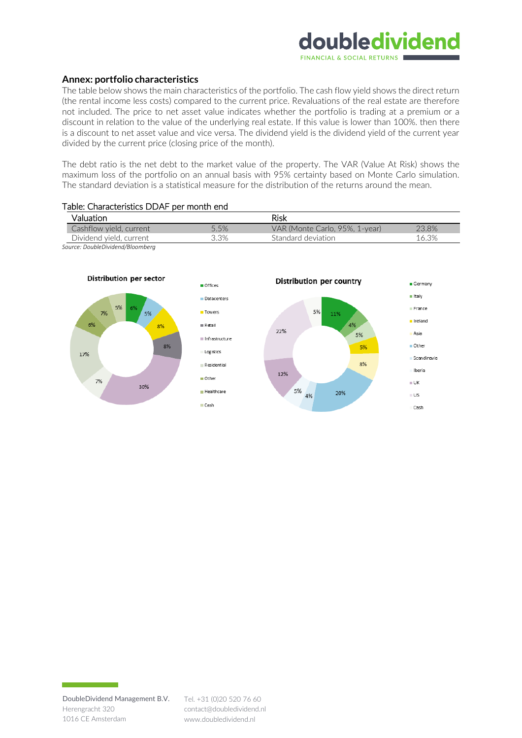## Annex: portfolio characteristics

The table below shows the main characteristics of the portfolio. The cash flow yield shows the direct return (the rental income less costs) compared to the current price. Revaluations of the real estate are therefore not included. The price to net asset value indicates whether the portfolio is trading at a premium or a discount in relation to the value of the underlying real estate. If this value is lower than 100%. then there is a discount to net asset value and vice versa. The dividend yield is the dividend yield of the current year divided by the current price (closing price of the month).

The debt ratio is the net debt to the market value of the property. The VAR (Value At Risk) shows the maximum loss of the portfolio on an annual basis with 95% certainty based on Monte Carlo simulation. The standard deviation is a statistical measure for the distribution of the returns around the mean.

Table: Characteristics DDAF per month end

| Valuation | | Risk | |
|---|---|---|---|
| Cashflow yield, current | 5.5% | VAR (Monte Carlo, 95%, 1-year) | 23.8% |
| Dividend yield, current | 3.3% | Standard deviation | 16.3% |

*Source: DoubleDividend/Bloomberg*

**Distribution per sector**

6% 5% 8% 8% 30% 7% 17% 6% 7% 5%

Offices
Datacenters
Towers
Retail
Infrastructure
Logistics
Residential
Other
Healthcare
Cash

**Distribution per country**

11% 4% 5% 5% 8% 20% 4% 5% 12% 22% 5%

Germany
Italy
France
Ireland
Asia
Other
Scandinavia
Iberia
UK
US
Cash

DoubleDividend Management B.V.
Herengracht 320
1016 CE Amsterdam

Tel. +31 (0)20 520 76 60
contact@doubledividend.nl
www.doubledividend.nl